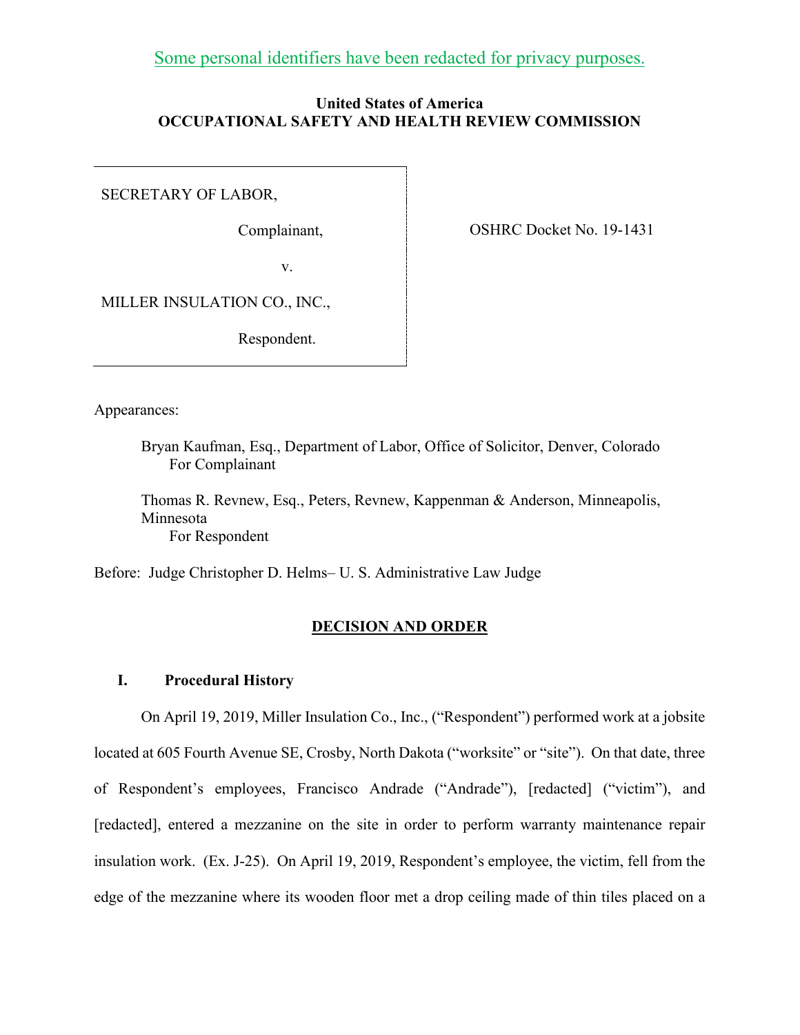Some personal identifiers have been redacted for privacy purposes.

**United States of America**
**OCCUPATIONAL SAFETY AND HEALTH REVIEW COMMISSION**

SECRETARY OF LABOR,

Complainant,

v.

MILLER INSULATION CO., INC.,

Respondent.

OSHRC Docket No. 19-1431

Appearances:

Bryan Kaufman, Esq., Department of Labor, Office of Solicitor, Denver, Colorado
For Complainant

Thomas R. Revnew, Esq., Peters, Revnew, Kappenman & Anderson, Minneapolis, Minnesota
For Respondent

Before: Judge Christopher D. Helms– U. S. Administrative Law Judge

## DECISION AND ORDER

### I. Procedural History

On April 19, 2019, Miller Insulation Co., Inc., ("Respondent") performed work at a jobsite located at 605 Fourth Avenue SE, Crosby, North Dakota ("worksite" or "site"). On that date, three of Respondent's employees, Francisco Andrade ("Andrade"), [redacted] ("victim"), and [redacted], entered a mezzanine on the site in order to perform warranty maintenance repair insulation work. (Ex. J-25). On April 19, 2019, Respondent's employee, the victim, fell from the edge of the mezzanine where its wooden floor met a drop ceiling made of thin tiles placed on a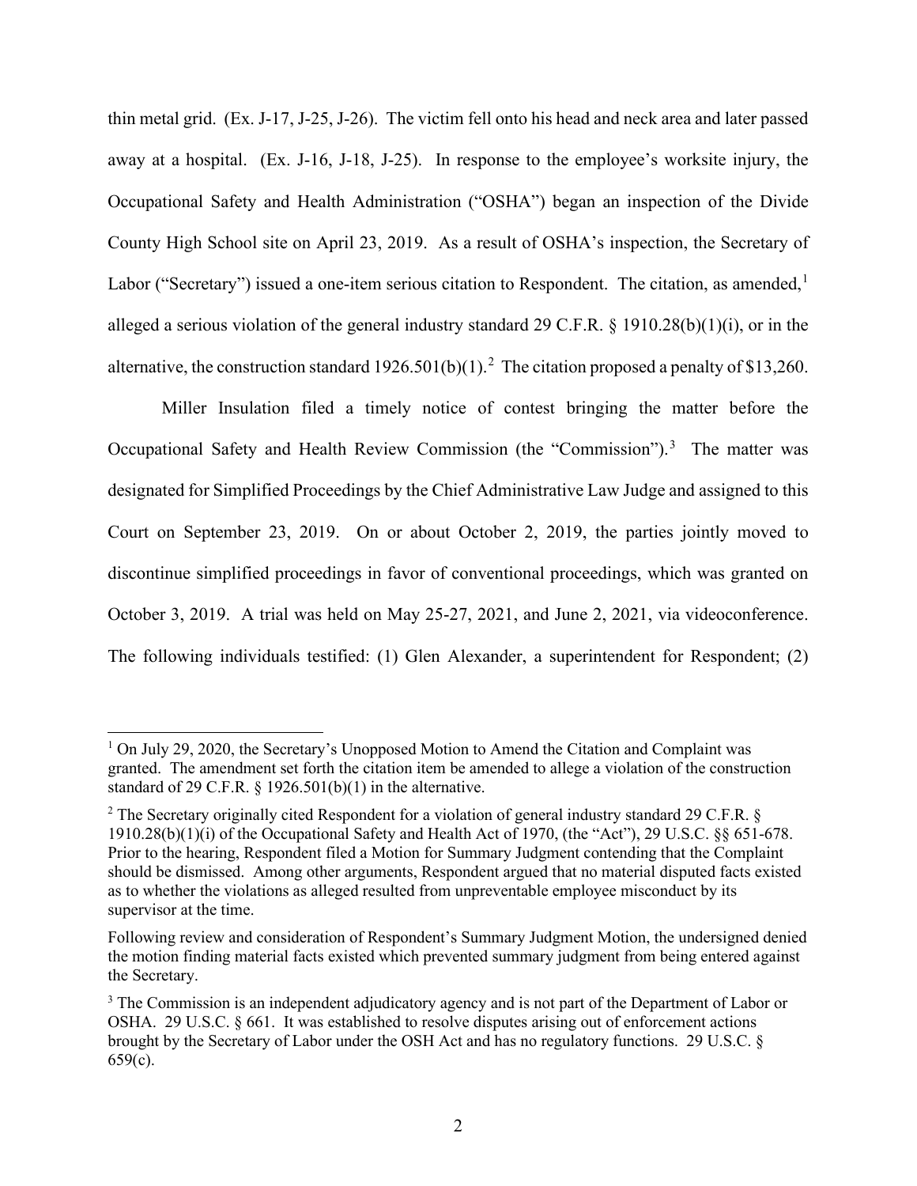thin metal grid. (Ex. J-17, J-25, J-26). The victim fell onto his head and neck area and later passed away at a hospital. (Ex. J-16, J-18, J-25). In response to the employee's worksite injury, the Occupational Safety and Health Administration ("OSHA") began an inspection of the Divide County High School site on April 23, 2019. As a result of OSHA's inspection, the Secretary of Labor ("Secretary") issued a one-item serious citation to Respondent. The citation, as amended,[1] alleged a serious violation of the general industry standard 29 C.F.R. § 1910.28(b)(1)(i), or in the alternative, the construction standard 1926.501(b)(1).[2] The citation proposed a penalty of $13,260.

Miller Insulation filed a timely notice of contest bringing the matter before the Occupational Safety and Health Review Commission (the "Commission").[3] The matter was designated for Simplified Proceedings by the Chief Administrative Law Judge and assigned to this Court on September 23, 2019. On or about October 2, 2019, the parties jointly moved to discontinue simplified proceedings in favor of conventional proceedings, which was granted on October 3, 2019. A trial was held on May 25-27, 2021, and June 2, 2021, via videoconference. The following individuals testified: (1) Glen Alexander, a superintendent for Respondent; (2)

---

[1] On July 29, 2020, the Secretary's Unopposed Motion to Amend the Citation and Complaint was granted. The amendment set forth the citation item be amended to allege a violation of the construction standard of 29 C.F.R. § 1926.501(b)(1) in the alternative.

[2] The Secretary originally cited Respondent for a violation of general industry standard 29 C.F.R. § 1910.28(b)(1)(i) of the Occupational Safety and Health Act of 1970, (the "Act"), 29 U.S.C. §§ 651-678. Prior to the hearing, Respondent filed a Motion for Summary Judgment contending that the Complaint should be dismissed. Among other arguments, Respondent argued that no material disputed facts existed as to whether the violations as alleged resulted from unpreventable employee misconduct by its supervisor at the time.

Following review and consideration of Respondent's Summary Judgment Motion, the undersigned denied the motion finding material facts existed which prevented summary judgment from being entered against the Secretary.

[3] The Commission is an independent adjudicatory agency and is not part of the Department of Labor or OSHA. 29 U.S.C. § 661. It was established to resolve disputes arising out of enforcement actions brought by the Secretary of Labor under the OSH Act and has no regulatory functions. 29 U.S.C. § 659(c).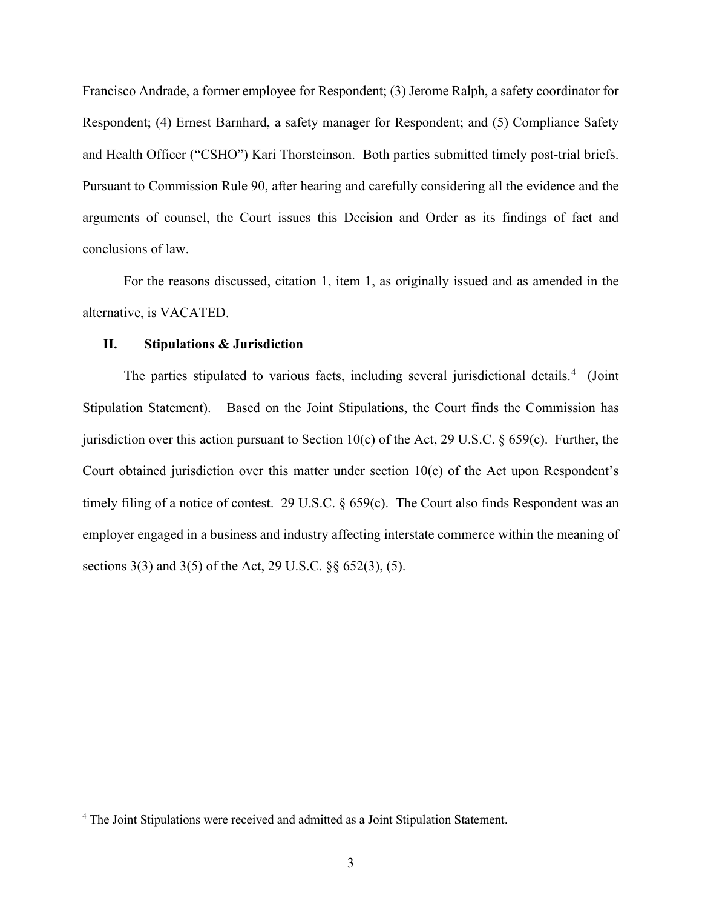Francisco Andrade, a former employee for Respondent; (3) Jerome Ralph, a safety coordinator for Respondent; (4) Ernest Barnhard, a safety manager for Respondent; and (5) Compliance Safety and Health Officer ("CSHO") Kari Thorsteinson. Both parties submitted timely post-trial briefs. Pursuant to Commission Rule 90, after hearing and carefully considering all the evidence and the arguments of counsel, the Court issues this Decision and Order as its findings of fact and conclusions of law.

For the reasons discussed, citation 1, item 1, as originally issued and as amended in the alternative, is VACATED.

## II. Stipulations & Jurisdiction

The parties stipulated to various facts, including several jurisdictional details.[4] (Joint Stipulation Statement). Based on the Joint Stipulations, the Court finds the Commission has jurisdiction over this action pursuant to Section 10(c) of the Act, 29 U.S.C. § 659(c). Further, the Court obtained jurisdiction over this matter under section 10(c) of the Act upon Respondent's timely filing of a notice of contest. 29 U.S.C. § 659(c). The Court also finds Respondent was an employer engaged in a business and industry affecting interstate commerce within the meaning of sections 3(3) and 3(5) of the Act, 29 U.S.C. §§ 652(3), (5).

[4] The Joint Stipulations were received and admitted as a Joint Stipulation Statement.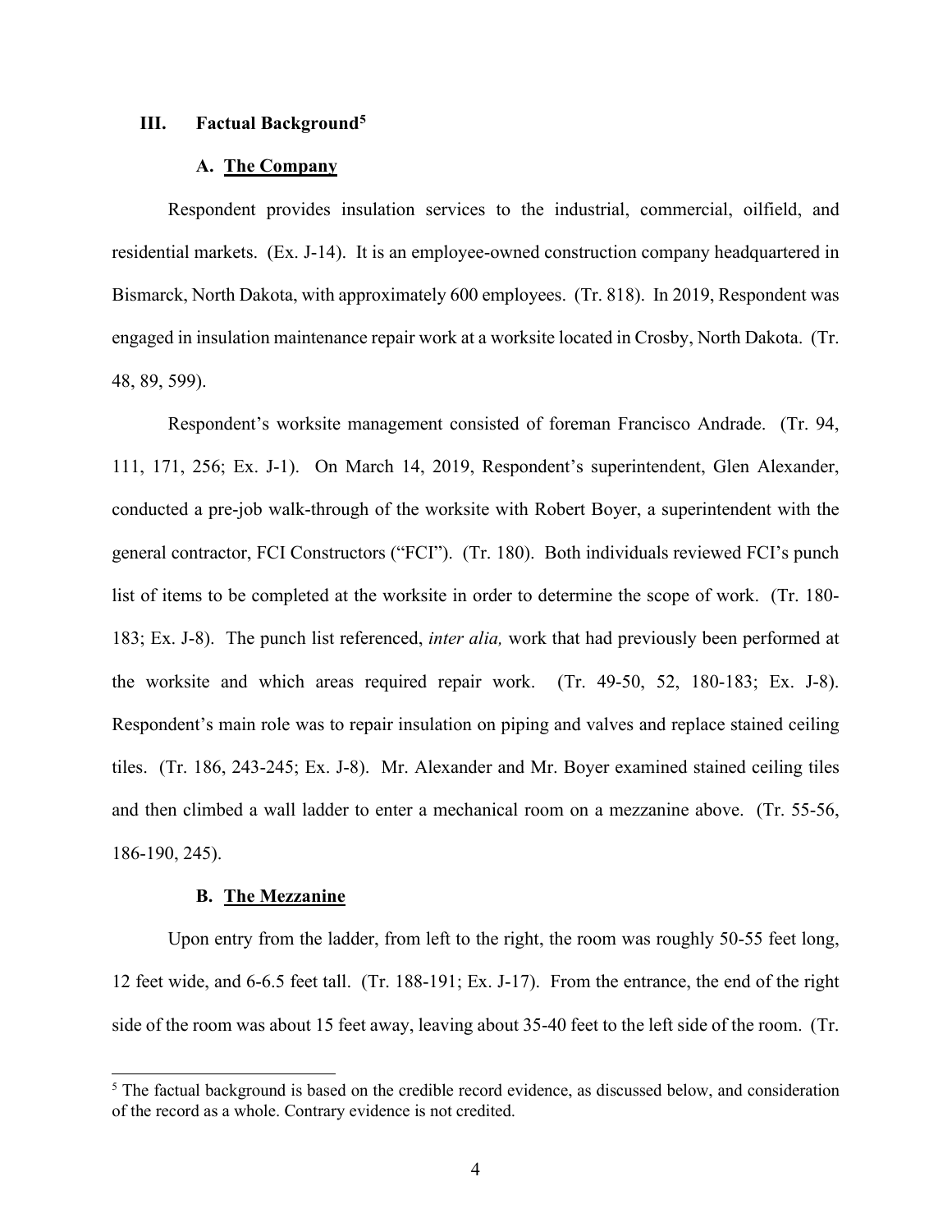## III. Factual Background[5]

### A. The Company

Respondent provides insulation services to the industrial, commercial, oilfield, and residential markets. (Ex. J-14). It is an employee-owned construction company headquartered in Bismarck, North Dakota, with approximately 600 employees. (Tr. 818). In 2019, Respondent was engaged in insulation maintenance repair work at a worksite located in Crosby, North Dakota. (Tr. 48, 89, 599).

Respondent's worksite management consisted of foreman Francisco Andrade. (Tr. 94, 111, 171, 256; Ex. J-1). On March 14, 2019, Respondent's superintendent, Glen Alexander, conducted a pre-job walk-through of the worksite with Robert Boyer, a superintendent with the general contractor, FCI Constructors ("FCI"). (Tr. 180). Both individuals reviewed FCI's punch list of items to be completed at the worksite in order to determine the scope of work. (Tr. 180-183; Ex. J-8). The punch list referenced, *inter alia,* work that had previously been performed at the worksite and which areas required repair work. (Tr. 49-50, 52, 180-183; Ex. J-8). Respondent's main role was to repair insulation on piping and valves and replace stained ceiling tiles. (Tr. 186, 243-245; Ex. J-8). Mr. Alexander and Mr. Boyer examined stained ceiling tiles and then climbed a wall ladder to enter a mechanical room on a mezzanine above. (Tr. 55-56, 186-190, 245).

### B. The Mezzanine

Upon entry from the ladder, from left to the right, the room was roughly 50-55 feet long, 12 feet wide, and 6-6.5 feet tall. (Tr. 188-191; Ex. J-17). From the entrance, the end of the right side of the room was about 15 feet away, leaving about 35-40 feet to the left side of the room. (Tr.

[5] The factual background is based on the credible record evidence, as discussed below, and consideration of the record as a whole. Contrary evidence is not credited.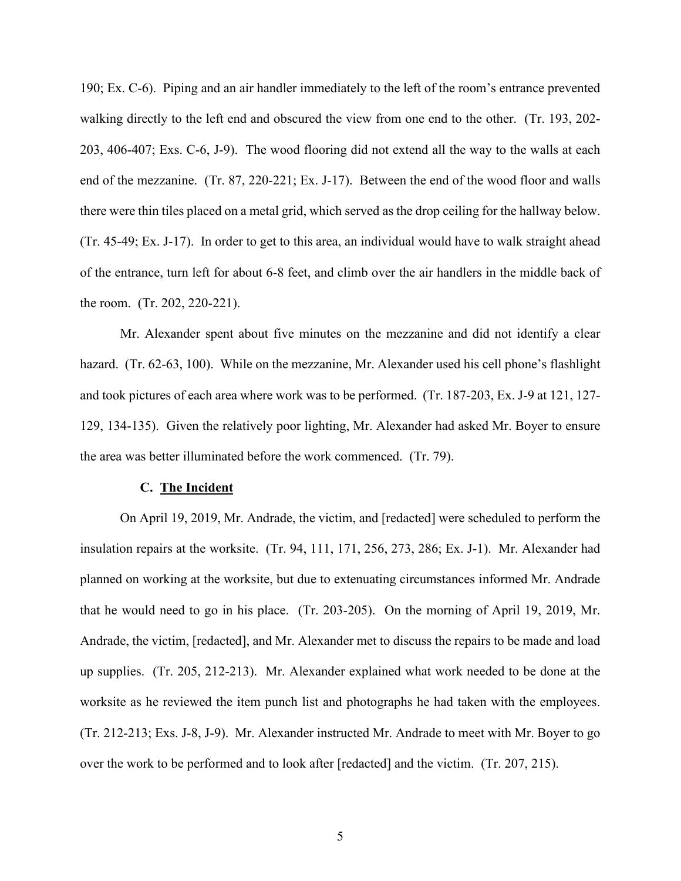190; Ex. C-6). Piping and an air handler immediately to the left of the room's entrance prevented walking directly to the left end and obscured the view from one end to the other. (Tr. 193, 202-203, 406-407; Exs. C-6, J-9). The wood flooring did not extend all the way to the walls at each end of the mezzanine. (Tr. 87, 220-221; Ex. J-17). Between the end of the wood floor and walls there were thin tiles placed on a metal grid, which served as the drop ceiling for the hallway below. (Tr. 45-49; Ex. J-17). In order to get to this area, an individual would have to walk straight ahead of the entrance, turn left for about 6-8 feet, and climb over the air handlers in the middle back of the room. (Tr. 202, 220-221).

Mr. Alexander spent about five minutes on the mezzanine and did not identify a clear hazard. (Tr. 62-63, 100). While on the mezzanine, Mr. Alexander used his cell phone's flashlight and took pictures of each area where work was to be performed. (Tr. 187-203, Ex. J-9 at 121, 127-129, 134-135). Given the relatively poor lighting, Mr. Alexander had asked Mr. Boyer to ensure the area was better illuminated before the work commenced. (Tr. 79).

### C. The Incident

On April 19, 2019, Mr. Andrade, the victim, and [redacted] were scheduled to perform the insulation repairs at the worksite. (Tr. 94, 111, 171, 256, 273, 286; Ex. J-1). Mr. Alexander had planned on working at the worksite, but due to extenuating circumstances informed Mr. Andrade that he would need to go in his place. (Tr. 203-205). On the morning of April 19, 2019, Mr. Andrade, the victim, [redacted], and Mr. Alexander met to discuss the repairs to be made and load up supplies. (Tr. 205, 212-213). Mr. Alexander explained what work needed to be done at the worksite as he reviewed the item punch list and photographs he had taken with the employees. (Tr. 212-213; Exs. J-8, J-9). Mr. Alexander instructed Mr. Andrade to meet with Mr. Boyer to go over the work to be performed and to look after [redacted] and the victim. (Tr. 207, 215).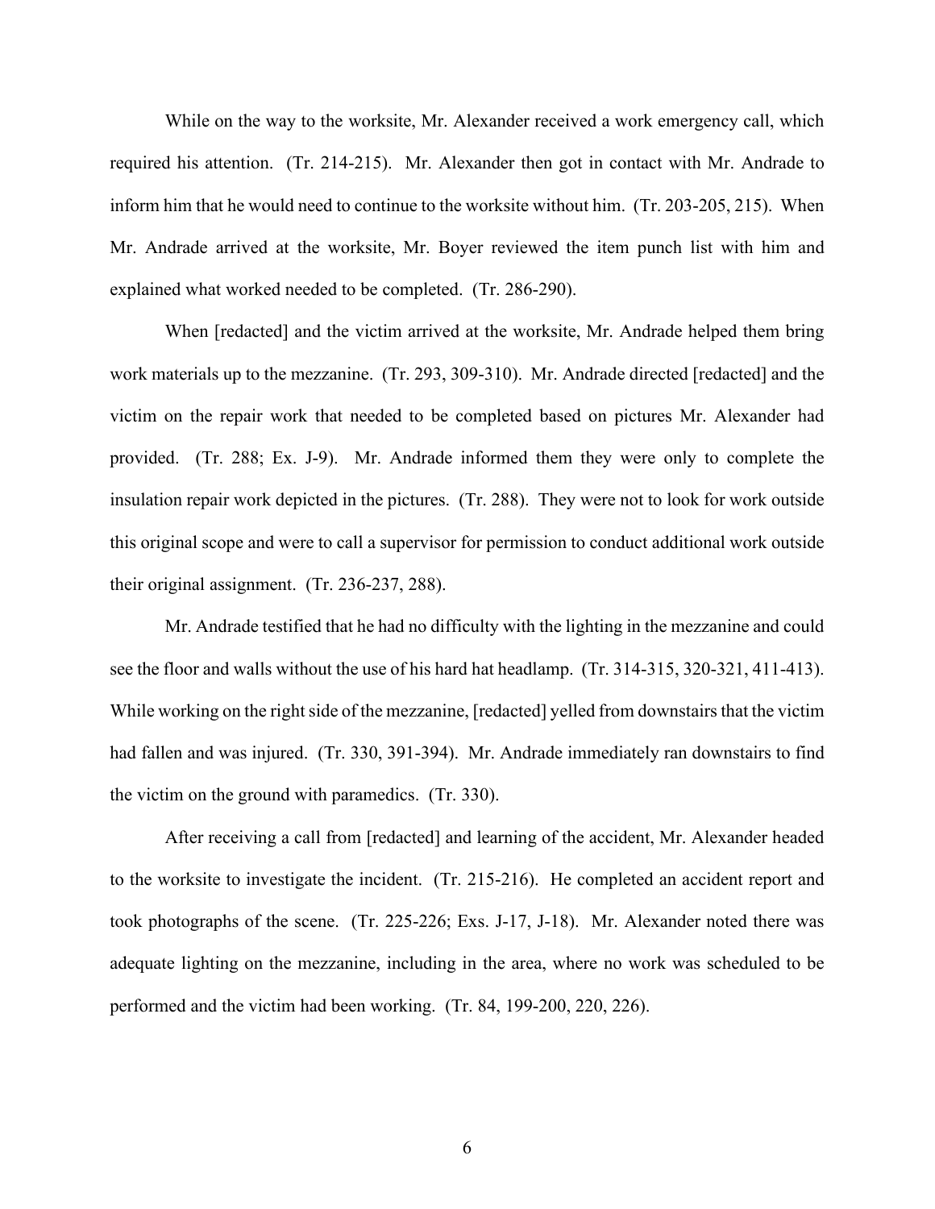While on the way to the worksite, Mr. Alexander received a work emergency call, which required his attention. (Tr. 214-215). Mr. Alexander then got in contact with Mr. Andrade to inform him that he would need to continue to the worksite without him. (Tr. 203-205, 215). When Mr. Andrade arrived at the worksite, Mr. Boyer reviewed the item punch list with him and explained what worked needed to be completed. (Tr. 286-290).

When [redacted] and the victim arrived at the worksite, Mr. Andrade helped them bring work materials up to the mezzanine. (Tr. 293, 309-310). Mr. Andrade directed [redacted] and the victim on the repair work that needed to be completed based on pictures Mr. Alexander had provided. (Tr. 288; Ex. J-9). Mr. Andrade informed them they were only to complete the insulation repair work depicted in the pictures. (Tr. 288). They were not to look for work outside this original scope and were to call a supervisor for permission to conduct additional work outside their original assignment. (Tr. 236-237, 288).

Mr. Andrade testified that he had no difficulty with the lighting in the mezzanine and could see the floor and walls without the use of his hard hat headlamp. (Tr. 314-315, 320-321, 411-413). While working on the right side of the mezzanine, [redacted] yelled from downstairs that the victim had fallen and was injured. (Tr. 330, 391-394). Mr. Andrade immediately ran downstairs to find the victim on the ground with paramedics. (Tr. 330).

After receiving a call from [redacted] and learning of the accident, Mr. Alexander headed to the worksite to investigate the incident. (Tr. 215-216). He completed an accident report and took photographs of the scene. (Tr. 225-226; Exs. J-17, J-18). Mr. Alexander noted there was adequate lighting on the mezzanine, including in the area, where no work was scheduled to be performed and the victim had been working. (Tr. 84, 199-200, 220, 226).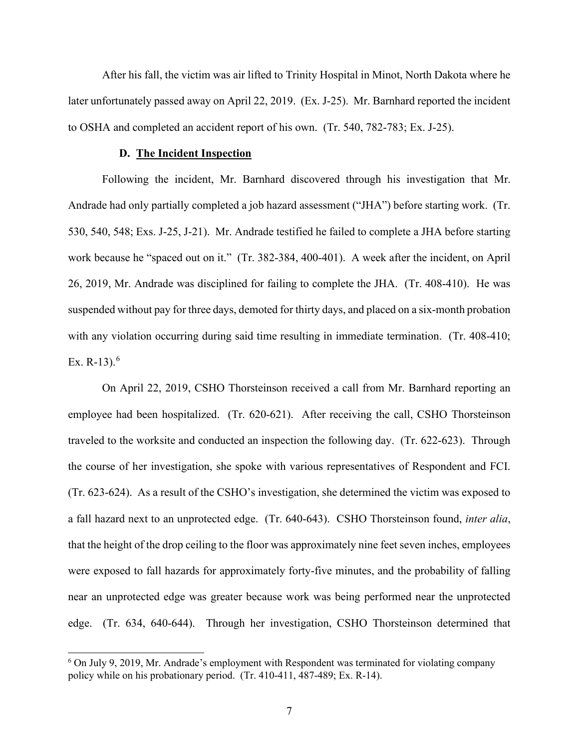After his fall, the victim was air lifted to Trinity Hospital in Minot, North Dakota where he later unfortunately passed away on April 22, 2019. (Ex. J-25). Mr. Barnhard reported the incident to OSHA and completed an accident report of his own. (Tr. 540, 782-783; Ex. J-25).

### D. **The Incident Inspection**

Following the incident, Mr. Barnhard discovered through his investigation that Mr. Andrade had only partially completed a job hazard assessment ("JHA") before starting work. (Tr. 530, 540, 548; Exs. J-25, J-21). Mr. Andrade testified he failed to complete a JHA before starting work because he "spaced out on it." (Tr. 382-384, 400-401). A week after the incident, on April 26, 2019, Mr. Andrade was disciplined for failing to complete the JHA. (Tr. 408-410). He was suspended without pay for three days, demoted for thirty days, and placed on a six-month probation with any violation occurring during said time resulting in immediate termination. (Tr. 408-410; Ex. R-13).[6]

On April 22, 2019, CSHO Thorsteinson received a call from Mr. Barnhard reporting an employee had been hospitalized. (Tr. 620-621). After receiving the call, CSHO Thorsteinson traveled to the worksite and conducted an inspection the following day. (Tr. 622-623). Through the course of her investigation, she spoke with various representatives of Respondent and FCI. (Tr. 623-624). As a result of the CSHO's investigation, she determined the victim was exposed to a fall hazard next to an unprotected edge. (Tr. 640-643). CSHO Thorsteinson found, *inter alia*, that the height of the drop ceiling to the floor was approximately nine feet seven inches, employees were exposed to fall hazards for approximately forty-five minutes, and the probability of falling near an unprotected edge was greater because work was being performed near the unprotected edge. (Tr. 634, 640-644). Through her investigation, CSHO Thorsteinson determined that

[6] On July 9, 2019, Mr. Andrade's employment with Respondent was terminated for violating company policy while on his probationary period. (Tr. 410-411, 487-489; Ex. R-14).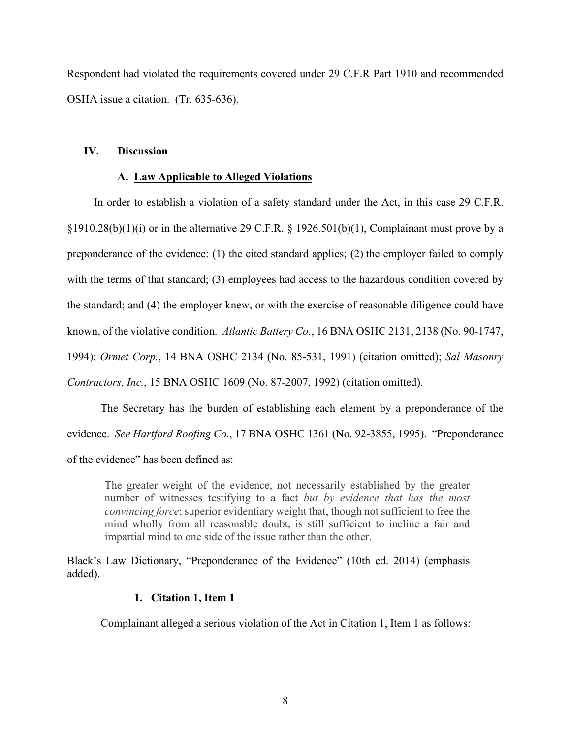Respondent had violated the requirements covered under 29 C.F.R Part 1910 and recommended OSHA issue a citation. (Tr. 635-636).

## IV. Discussion

### A. Law Applicable to Alleged Violations

In order to establish a violation of a safety standard under the Act, in this case 29 C.F.R. §1910.28(b)(1)(i) or in the alternative 29 C.F.R. § 1926.501(b)(1), Complainant must prove by a preponderance of the evidence: (1) the cited standard applies; (2) the employer failed to comply with the terms of that standard; (3) employees had access to the hazardous condition covered by the standard; and (4) the employer knew, or with the exercise of reasonable diligence could have known, of the violative condition. *Atlantic Battery Co.*, 16 BNA OSHC 2131, 2138 (No. 90-1747, 1994); *Ormet Corp.*, 14 BNA OSHC 2134 (No. 85-531, 1991) (citation omitted); *Sal Masonry Contractors, Inc.*, 15 BNA OSHC 1609 (No. 87-2007, 1992) (citation omitted).

The Secretary has the burden of establishing each element by a preponderance of the evidence. *See Hartford Roofing Co.*, 17 BNA OSHC 1361 (No. 92-3855, 1995). "Preponderance of the evidence" has been defined as:

> The greater weight of the evidence, not necessarily established by the greater number of witnesses testifying to a fact *but by evidence that has the most convincing force*; superior evidentiary weight that, though not sufficient to free the mind wholly from all reasonable doubt, is still sufficient to incline a fair and impartial mind to one side of the issue rather than the other.

Black's Law Dictionary, "Preponderance of the Evidence" (10th ed. 2014) (emphasis added).

#### 1. Citation 1, Item 1

Complainant alleged a serious violation of the Act in Citation 1, Item 1 as follows: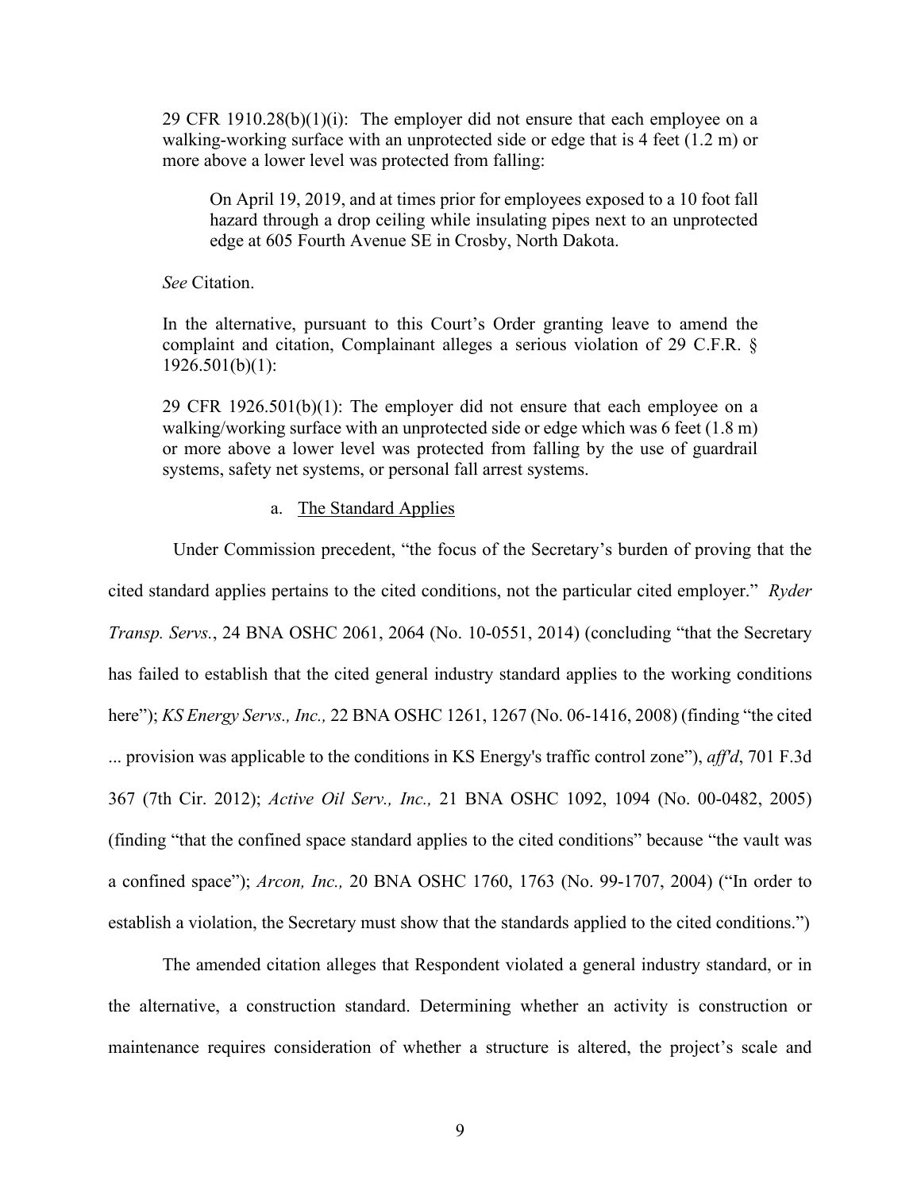29 CFR 1910.28(b)(1)(i): The employer did not ensure that each employee on a walking-working surface with an unprotected side or edge that is 4 feet (1.2 m) or more above a lower level was protected from falling:

> On April 19, 2019, and at times prior for employees exposed to a 10 foot fall hazard through a drop ceiling while insulating pipes next to an unprotected edge at 605 Fourth Avenue SE in Crosby, North Dakota.

*See* Citation.

In the alternative, pursuant to this Court's Order granting leave to amend the complaint and citation, Complainant alleges a serious violation of 29 C.F.R. § 1926.501(b)(1):

29 CFR 1926.501(b)(1): The employer did not ensure that each employee on a walking/working surface with an unprotected side or edge which was 6 feet (1.8 m) or more above a lower level was protected from falling by the use of guardrail systems, safety net systems, or personal fall arrest systems.

a. The Standard Applies

Under Commission precedent, "the focus of the Secretary's burden of proving that the cited standard applies pertains to the cited conditions, not the particular cited employer." *Ryder Transp. Servs.*, 24 BNA OSHC 2061, 2064 (No. 10-0551, 2014) (concluding "that the Secretary has failed to establish that the cited general industry standard applies to the working conditions here"); *KS Energy Servs., Inc.,* 22 BNA OSHC 1261, 1267 (No. 06-1416, 2008) (finding "the cited ... provision was applicable to the conditions in KS Energy's traffic control zone"), *aff'd*, 701 F.3d 367 (7th Cir. 2012); *Active Oil Serv., Inc.,* 21 BNA OSHC 1092, 1094 (No. 00-0482, 2005) (finding "that the confined space standard applies to the cited conditions" because "the vault was a confined space"); *Arcon, Inc.,* 20 BNA OSHC 1760, 1763 (No. 99-1707, 2004) ("In order to establish a violation, the Secretary must show that the standards applied to the cited conditions.")

The amended citation alleges that Respondent violated a general industry standard, or in the alternative, a construction standard. Determining whether an activity is construction or maintenance requires consideration of whether a structure is altered, the project's scale and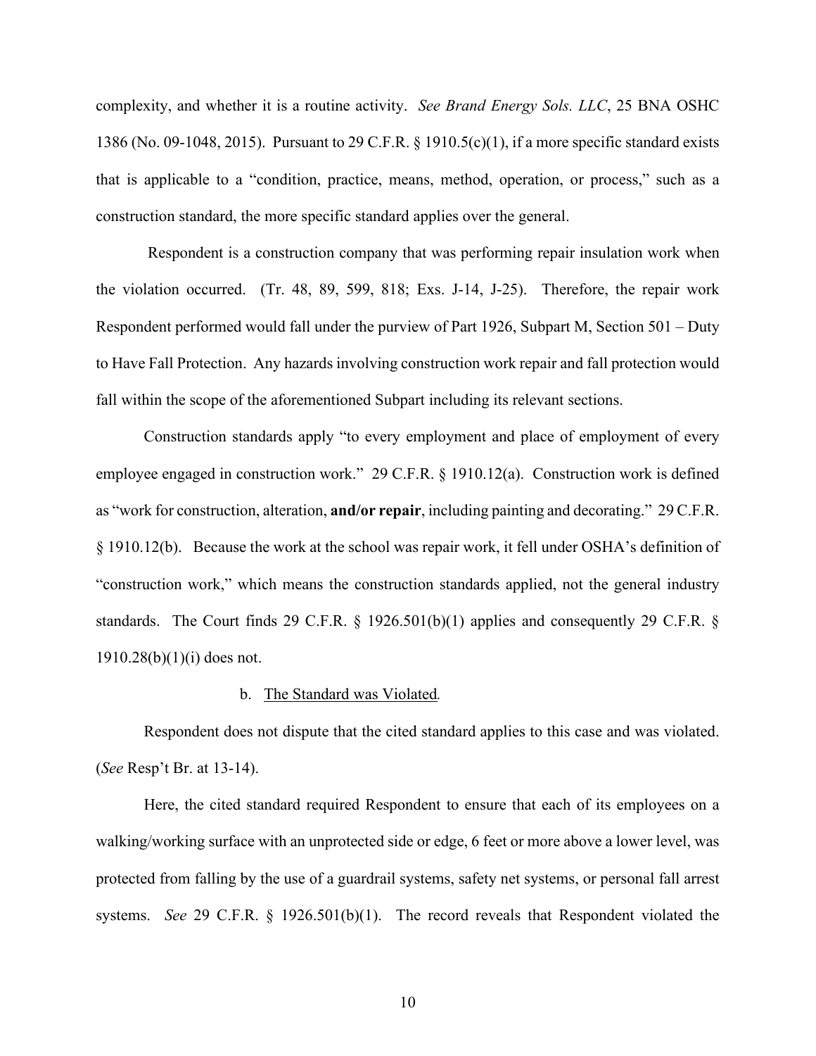complexity, and whether it is a routine activity. *See Brand Energy Sols. LLC*, 25 BNA OSHC 1386 (No. 09-1048, 2015). Pursuant to 29 C.F.R. § 1910.5(c)(1), if a more specific standard exists that is applicable to a "condition, practice, means, method, operation, or process," such as a construction standard, the more specific standard applies over the general.

Respondent is a construction company that was performing repair insulation work when the violation occurred. (Tr. 48, 89, 599, 818; Exs. J-14, J-25). Therefore, the repair work Respondent performed would fall under the purview of Part 1926, Subpart M, Section 501 – Duty to Have Fall Protection. Any hazards involving construction work repair and fall protection would fall within the scope of the aforementioned Subpart including its relevant sections.

Construction standards apply "to every employment and place of employment of every employee engaged in construction work." 29 C.F.R. § 1910.12(a). Construction work is defined as "work for construction, alteration, **and/or repair**, including painting and decorating." 29 C.F.R. § 1910.12(b). Because the work at the school was repair work, it fell under OSHA's definition of "construction work," which means the construction standards applied, not the general industry standards. The Court finds 29 C.F.R. § 1926.501(b)(1) applies and consequently 29 C.F.R. § 1910.28(b)(1)(i) does not.

b. <u>The Standard was Violated</u>.

Respondent does not dispute that the cited standard applies to this case and was violated. (*See* Resp't Br. at 13-14).

Here, the cited standard required Respondent to ensure that each of its employees on a walking/working surface with an unprotected side or edge, 6 feet or more above a lower level, was protected from falling by the use of a guardrail systems, safety net systems, or personal fall arrest systems. *See* 29 C.F.R. § 1926.501(b)(1). The record reveals that Respondent violated the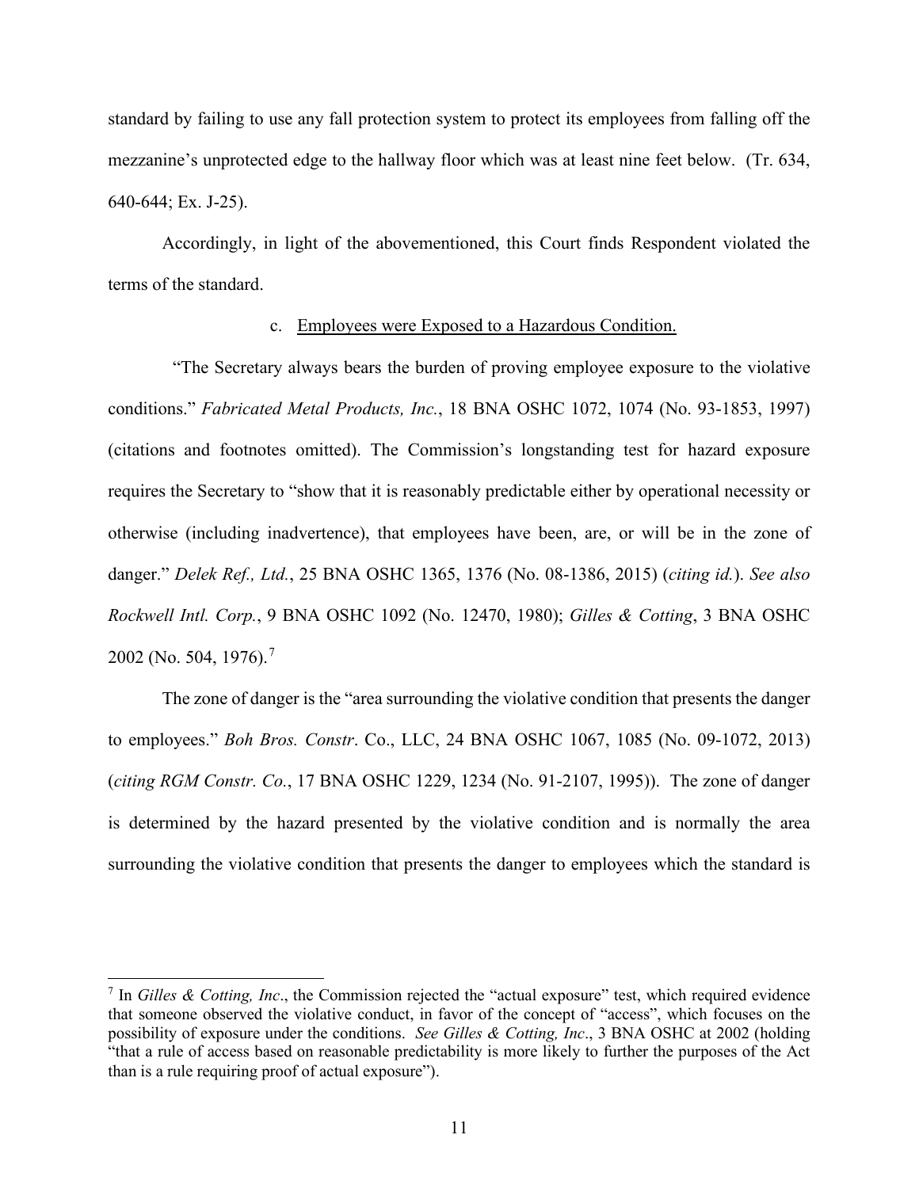standard by failing to use any fall protection system to protect its employees from falling off the mezzanine's unprotected edge to the hallway floor which was at least nine feet below. (Tr. 634, 640-644; Ex. J-25).

Accordingly, in light of the abovementioned, this Court finds Respondent violated the terms of the standard.

c. Employees were Exposed to a Hazardous Condition.

"The Secretary always bears the burden of proving employee exposure to the violative conditions." *Fabricated Metal Products, Inc.*, 18 BNA OSHC 1072, 1074 (No. 93-1853, 1997) (citations and footnotes omitted). The Commission's longstanding test for hazard exposure requires the Secretary to "show that it is reasonably predictable either by operational necessity or otherwise (including inadvertence), that employees have been, are, or will be in the zone of danger." *Delek Ref., Ltd.*, 25 BNA OSHC 1365, 1376 (No. 08-1386, 2015) (*citing id.*). *See also Rockwell Intl. Corp.*, 9 BNA OSHC 1092 (No. 12470, 1980); *Gilles & Cotting*, 3 BNA OSHC 2002 (No. 504, 1976).[7]

The zone of danger is the "area surrounding the violative condition that presents the danger to employees." *Boh Bros. Constr*. Co., LLC, 24 BNA OSHC 1067, 1085 (No. 09-1072, 2013) (*citing RGM Constr. Co.*, 17 BNA OSHC 1229, 1234 (No. 91-2107, 1995)). The zone of danger is determined by the hazard presented by the violative condition and is normally the area surrounding the violative condition that presents the danger to employees which the standard is

[7] In *Gilles & Cotting, Inc*., the Commission rejected the "actual exposure" test, which required evidence that someone observed the violative conduct, in favor of the concept of "access", which focuses on the possibility of exposure under the conditions. *See Gilles & Cotting, Inc*., 3 BNA OSHC at 2002 (holding "that a rule of access based on reasonable predictability is more likely to further the purposes of the Act than is a rule requiring proof of actual exposure").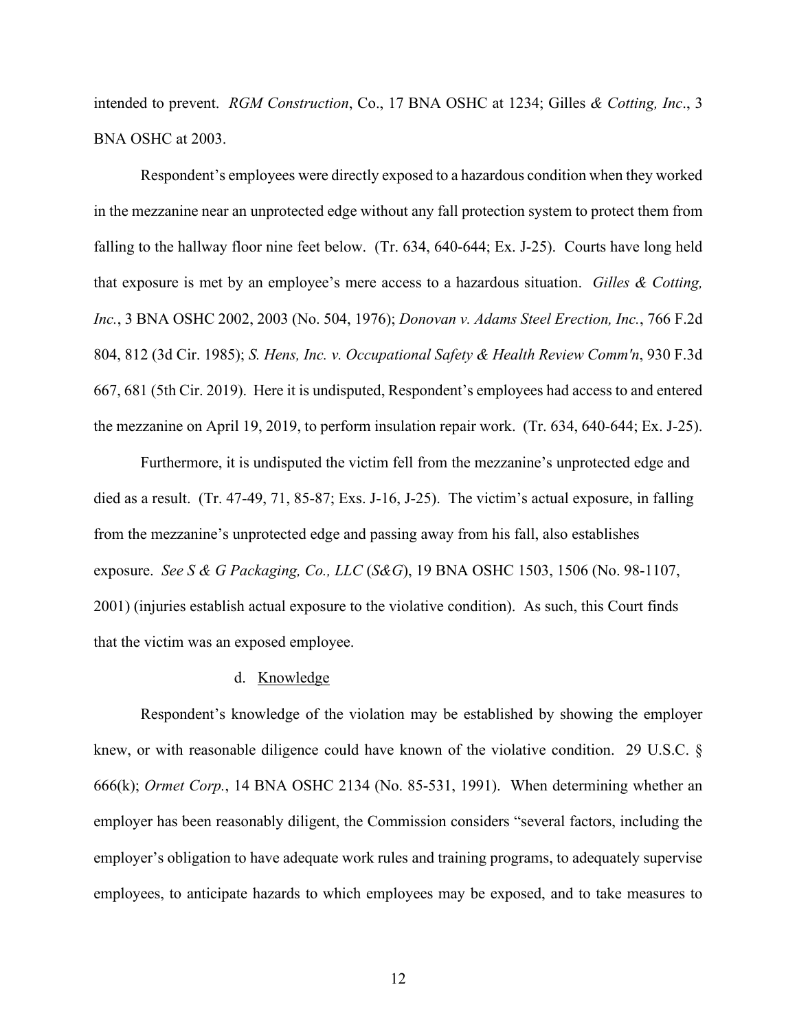intended to prevent. *RGM Construction*, Co., 17 BNA OSHC at 1234; Gilles *& Cotting, Inc*., 3 BNA OSHC at 2003.

Respondent's employees were directly exposed to a hazardous condition when they worked in the mezzanine near an unprotected edge without any fall protection system to protect them from falling to the hallway floor nine feet below. (Tr. 634, 640-644; Ex. J-25). Courts have long held that exposure is met by an employee's mere access to a hazardous situation. *Gilles & Cotting, Inc.*, 3 BNA OSHC 2002, 2003 (No. 504, 1976); *Donovan v. Adams Steel Erection, Inc.*, 766 F.2d 804, 812 (3d Cir. 1985); *S. Hens, Inc. v. Occupational Safety & Health Review Comm'n*, 930 F.3d 667, 681 (5th Cir. 2019). Here it is undisputed, Respondent's employees had access to and entered the mezzanine on April 19, 2019, to perform insulation repair work. (Tr. 634, 640-644; Ex. J-25).

Furthermore, it is undisputed the victim fell from the mezzanine's unprotected edge and died as a result. (Tr. 47-49, 71, 85-87; Exs. J-16, J-25). The victim's actual exposure, in falling from the mezzanine's unprotected edge and passing away from his fall, also establishes exposure. *See S & G Packaging, Co., LLC* (*S&G*), 19 BNA OSHC 1503, 1506 (No. 98-1107, 2001) (injuries establish actual exposure to the violative condition). As such, this Court finds that the victim was an exposed employee.

d. Knowledge

Respondent's knowledge of the violation may be established by showing the employer knew, or with reasonable diligence could have known of the violative condition. 29 U.S.C. § 666(k); *Ormet Corp.*, 14 BNA OSHC 2134 (No. 85-531, 1991). When determining whether an employer has been reasonably diligent, the Commission considers "several factors, including the employer's obligation to have adequate work rules and training programs, to adequately supervise employees, to anticipate hazards to which employees may be exposed, and to take measures to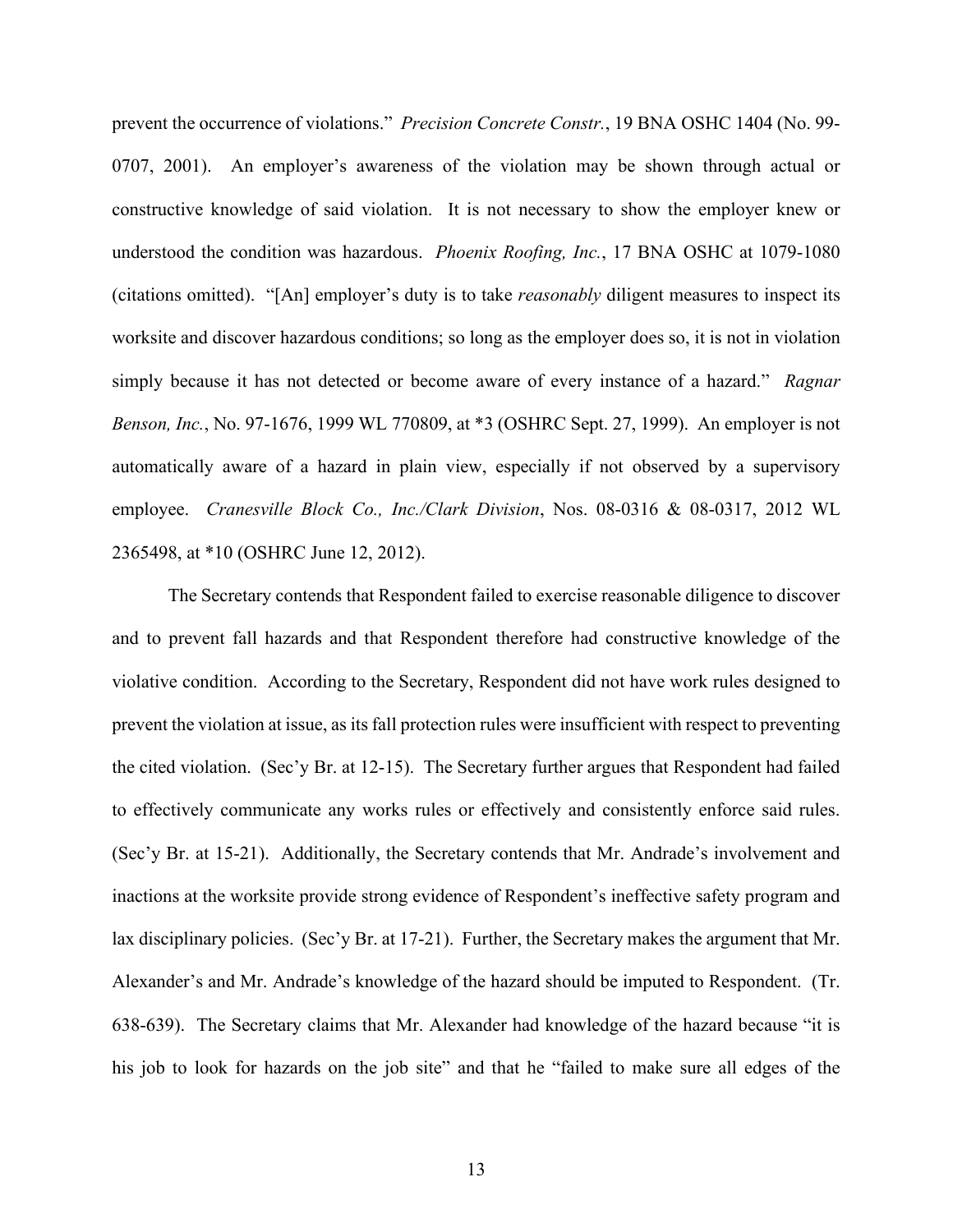prevent the occurrence of violations." *Precision Concrete Constr.*, 19 BNA OSHC 1404 (No. 99-0707, 2001). An employer's awareness of the violation may be shown through actual or constructive knowledge of said violation. It is not necessary to show the employer knew or understood the condition was hazardous. *Phoenix Roofing, Inc.*, 17 BNA OSHC at 1079-1080 (citations omitted). "[An] employer's duty is to take *reasonably* diligent measures to inspect its worksite and discover hazardous conditions; so long as the employer does so, it is not in violation simply because it has not detected or become aware of every instance of a hazard." *Ragnar Benson, Inc.*, No. 97-1676, 1999 WL 770809, at *3 (OSHRC Sept. 27, 1999). An employer is not automatically aware of a hazard in plain view, especially if not observed by a supervisory employee. *Cranesville Block Co., Inc./Clark Division*, Nos. 08-0316 & 08-0317, 2012 WL 2365498, at *10 (OSHRC June 12, 2012).

The Secretary contends that Respondent failed to exercise reasonable diligence to discover and to prevent fall hazards and that Respondent therefore had constructive knowledge of the violative condition. According to the Secretary, Respondent did not have work rules designed to prevent the violation at issue, as its fall protection rules were insufficient with respect to preventing the cited violation. (Sec'y Br. at 12-15). The Secretary further argues that Respondent had failed to effectively communicate any works rules or effectively and consistently enforce said rules. (Sec'y Br. at 15-21). Additionally, the Secretary contends that Mr. Andrade's involvement and inactions at the worksite provide strong evidence of Respondent's ineffective safety program and lax disciplinary policies. (Sec'y Br. at 17-21). Further, the Secretary makes the argument that Mr. Alexander's and Mr. Andrade's knowledge of the hazard should be imputed to Respondent. (Tr. 638-639). The Secretary claims that Mr. Alexander had knowledge of the hazard because "it is his job to look for hazards on the job site" and that he "failed to make sure all edges of the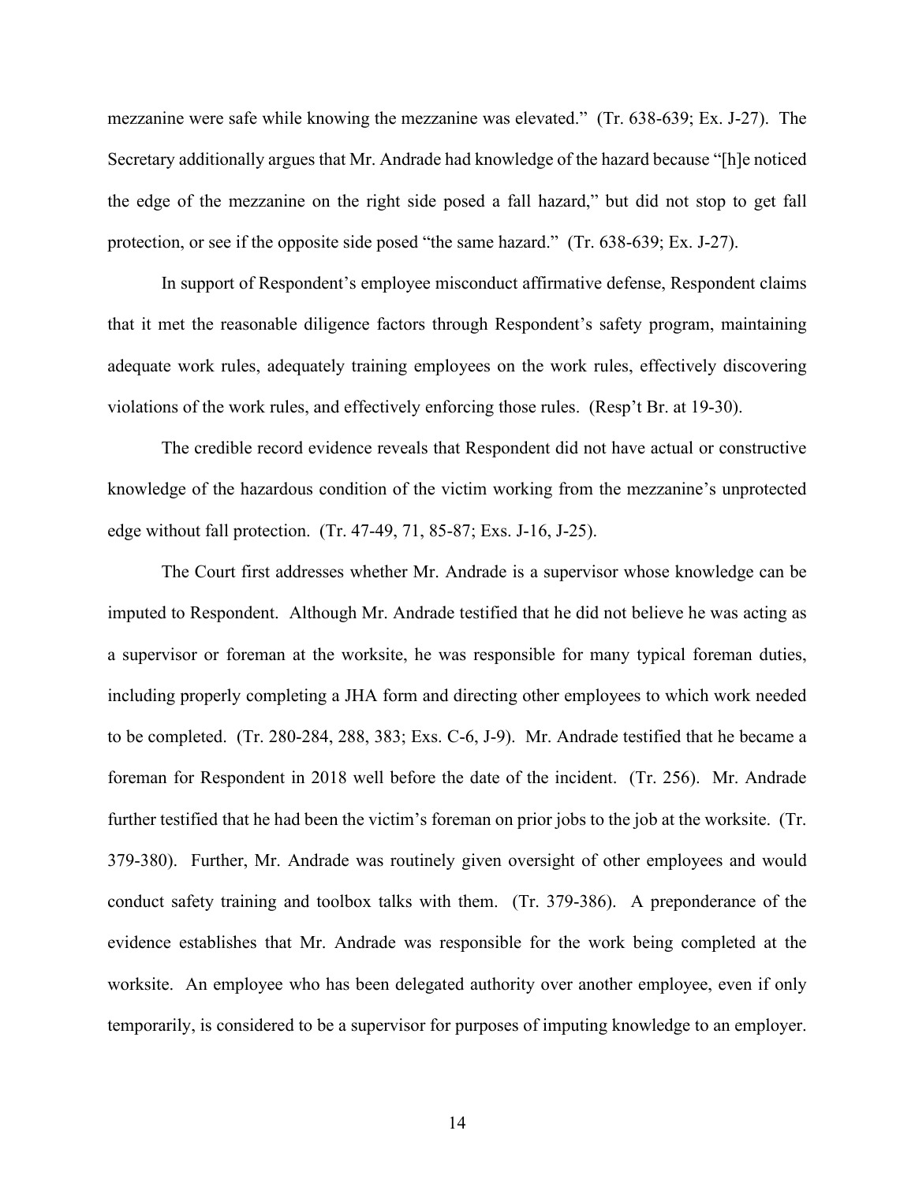mezzanine were safe while knowing the mezzanine was elevated." (Tr. 638-639; Ex. J-27). The Secretary additionally argues that Mr. Andrade had knowledge of the hazard because "[h]e noticed the edge of the mezzanine on the right side posed a fall hazard," but did not stop to get fall protection, or see if the opposite side posed "the same hazard." (Tr. 638-639; Ex. J-27).

In support of Respondent's employee misconduct affirmative defense, Respondent claims that it met the reasonable diligence factors through Respondent's safety program, maintaining adequate work rules, adequately training employees on the work rules, effectively discovering violations of the work rules, and effectively enforcing those rules. (Resp't Br. at 19-30).

The credible record evidence reveals that Respondent did not have actual or constructive knowledge of the hazardous condition of the victim working from the mezzanine's unprotected edge without fall protection. (Tr. 47-49, 71, 85-87; Exs. J-16, J-25).

The Court first addresses whether Mr. Andrade is a supervisor whose knowledge can be imputed to Respondent. Although Mr. Andrade testified that he did not believe he was acting as a supervisor or foreman at the worksite, he was responsible for many typical foreman duties, including properly completing a JHA form and directing other employees to which work needed to be completed. (Tr. 280-284, 288, 383; Exs. C-6, J-9). Mr. Andrade testified that he became a foreman for Respondent in 2018 well before the date of the incident. (Tr. 256). Mr. Andrade further testified that he had been the victim's foreman on prior jobs to the job at the worksite. (Tr. 379-380). Further, Mr. Andrade was routinely given oversight of other employees and would conduct safety training and toolbox talks with them. (Tr. 379-386). A preponderance of the evidence establishes that Mr. Andrade was responsible for the work being completed at the worksite. An employee who has been delegated authority over another employee, even if only temporarily, is considered to be a supervisor for purposes of imputing knowledge to an employer.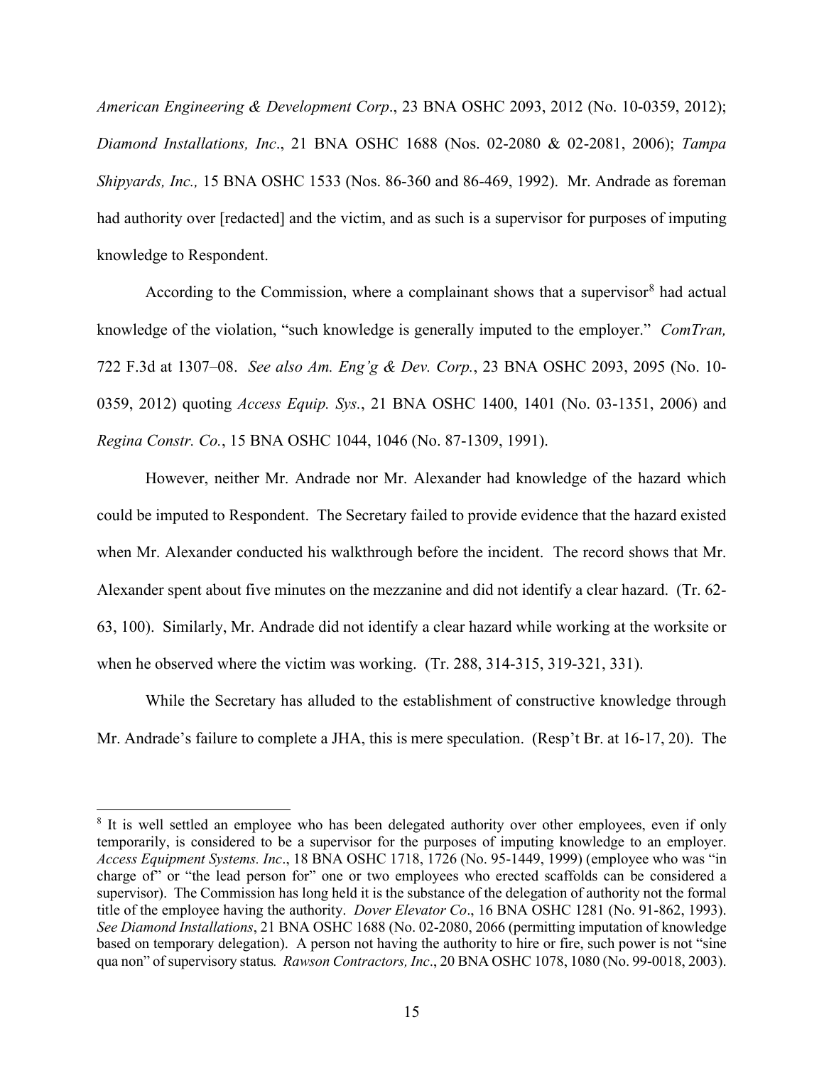*American Engineering & Development Corp*., 23 BNA OSHC 2093, 2012 (No. 10-0359, 2012); *Diamond Installations, Inc*., 21 BNA OSHC 1688 (Nos. 02-2080 & 02-2081, 2006); *Tampa Shipyards, Inc.,* 15 BNA OSHC 1533 (Nos. 86-360 and 86-469, 1992). Mr. Andrade as foreman had authority over [redacted] and the victim, and as such is a supervisor for purposes of imputing knowledge to Respondent.

According to the Commission, where a complainant shows that a supervisor[8] had actual knowledge of the violation, "such knowledge is generally imputed to the employer." *ComTran,* 722 F.3d at 1307–08. *See also Am. Eng'g & Dev. Corp.*, 23 BNA OSHC 2093, 2095 (No. 10-0359, 2012) quoting *Access Equip. Sys.*, 21 BNA OSHC 1400, 1401 (No. 03-1351, 2006) and *Regina Constr. Co.*, 15 BNA OSHC 1044, 1046 (No. 87-1309, 1991).

However, neither Mr. Andrade nor Mr. Alexander had knowledge of the hazard which could be imputed to Respondent. The Secretary failed to provide evidence that the hazard existed when Mr. Alexander conducted his walkthrough before the incident. The record shows that Mr. Alexander spent about five minutes on the mezzanine and did not identify a clear hazard. (Tr. 62-63, 100). Similarly, Mr. Andrade did not identify a clear hazard while working at the worksite or when he observed where the victim was working. (Tr. 288, 314-315, 319-321, 331).

While the Secretary has alluded to the establishment of constructive knowledge through Mr. Andrade's failure to complete a JHA, this is mere speculation. (Resp't Br. at 16-17, 20). The

---

[8] It is well settled an employee who has been delegated authority over other employees, even if only temporarily, is considered to be a supervisor for the purposes of imputing knowledge to an employer. *Access Equipment Systems. Inc*., 18 BNA OSHC 1718, 1726 (No. 95-1449, 1999) (employee who was "in charge of" or "the lead person for" one or two employees who erected scaffolds can be considered a supervisor). The Commission has long held it is the substance of the delegation of authority not the formal title of the employee having the authority. *Dover Elevator Co*., 16 BNA OSHC 1281 (No. 91-862, 1993). *See Diamond Installations*, 21 BNA OSHC 1688 (No. 02-2080, 2066 (permitting imputation of knowledge based on temporary delegation). A person not having the authority to hire or fire, such power is not "sine qua non" of supervisory status*. Rawson Contractors, Inc*., 20 BNA OSHC 1078, 1080 (No. 99-0018, 2003).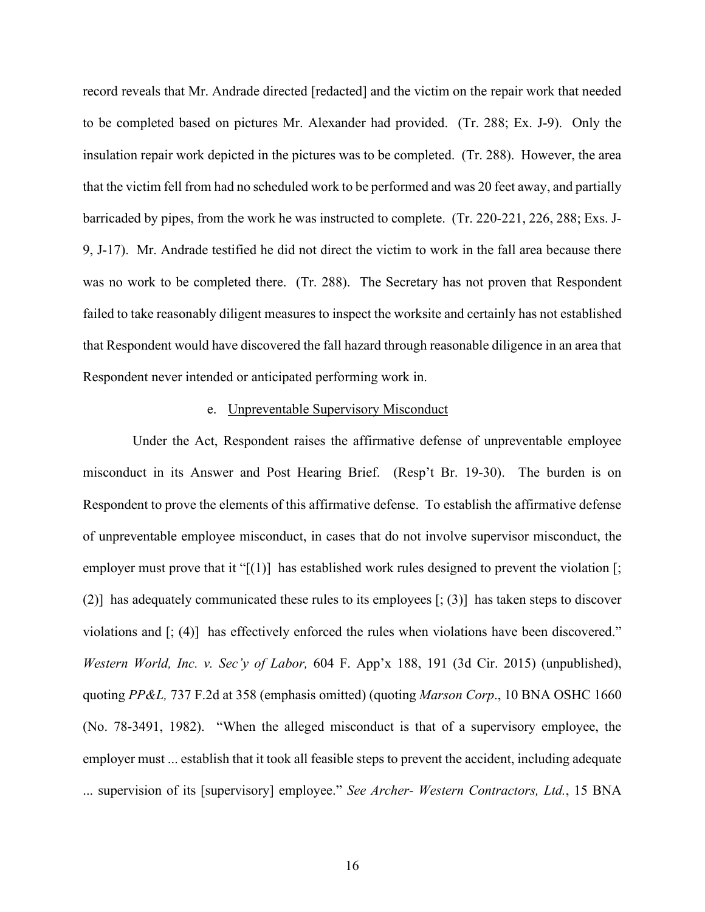record reveals that Mr. Andrade directed [redacted] and the victim on the repair work that needed to be completed based on pictures Mr. Alexander had provided. (Tr. 288; Ex. J-9). Only the insulation repair work depicted in the pictures was to be completed. (Tr. 288). However, the area that the victim fell from had no scheduled work to be performed and was 20 feet away, and partially barricaded by pipes, from the work he was instructed to complete. (Tr. 220-221, 226, 288; Exs. J-9, J-17). Mr. Andrade testified he did not direct the victim to work in the fall area because there was no work to be completed there. (Tr. 288). The Secretary has not proven that Respondent failed to take reasonably diligent measures to inspect the worksite and certainly has not established that Respondent would have discovered the fall hazard through reasonable diligence in an area that Respondent never intended or anticipated performing work in.

e. Unpreventable Supervisory Misconduct

Under the Act, Respondent raises the affirmative defense of unpreventable employee misconduct in its Answer and Post Hearing Brief. (Resp't Br. 19-30). The burden is on Respondent to prove the elements of this affirmative defense. To establish the affirmative defense of unpreventable employee misconduct, in cases that do not involve supervisor misconduct, the employer must prove that it "[(1)] has established work rules designed to prevent the violation [; (2)] has adequately communicated these rules to its employees [; (3)] has taken steps to discover violations and [; (4)] has effectively enforced the rules when violations have been discovered." *Western World, Inc. v. Sec'y of Labor,* 604 F. App'x 188, 191 (3d Cir. 2015) (unpublished), quoting *PP&L,* 737 F.2d at 358 (emphasis omitted) (quoting *Marson Corp*., 10 BNA OSHC 1660 (No. 78-3491, 1982). "When the alleged misconduct is that of a supervisory employee, the employer must ... establish that it took all feasible steps to prevent the accident, including adequate ... supervision of its [supervisory] employee." *See Archer- Western Contractors, Ltd.*, 15 BNA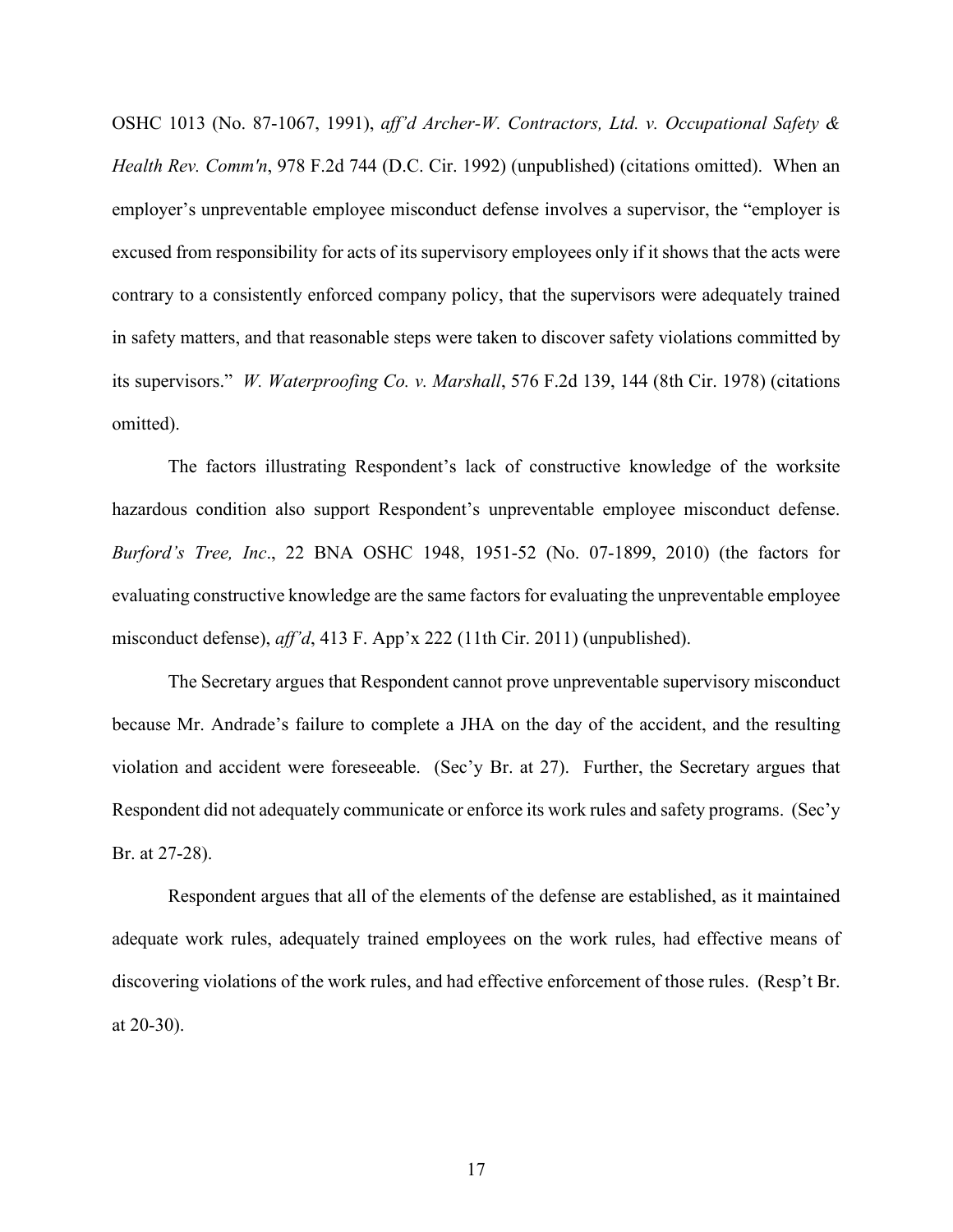OSHC 1013 (No. 87-1067, 1991), *aff'd Archer-W. Contractors, Ltd. v. Occupational Safety & Health Rev. Comm'n*, 978 F.2d 744 (D.C. Cir. 1992) (unpublished) (citations omitted). When an employer's unpreventable employee misconduct defense involves a supervisor, the "employer is excused from responsibility for acts of its supervisory employees only if it shows that the acts were contrary to a consistently enforced company policy, that the supervisors were adequately trained in safety matters, and that reasonable steps were taken to discover safety violations committed by its supervisors." *W. Waterproofing Co. v. Marshall*, 576 F.2d 139, 144 (8th Cir. 1978) (citations omitted).

The factors illustrating Respondent's lack of constructive knowledge of the worksite hazardous condition also support Respondent's unpreventable employee misconduct defense. *Burford's Tree, Inc*., 22 BNA OSHC 1948, 1951-52 (No. 07-1899, 2010) (the factors for evaluating constructive knowledge are the same factors for evaluating the unpreventable employee misconduct defense), *aff'd*, 413 F. App'x 222 (11th Cir. 2011) (unpublished).

The Secretary argues that Respondent cannot prove unpreventable supervisory misconduct because Mr. Andrade's failure to complete a JHA on the day of the accident, and the resulting violation and accident were foreseeable. (Sec'y Br. at 27). Further, the Secretary argues that Respondent did not adequately communicate or enforce its work rules and safety programs. (Sec'y Br. at 27-28).

Respondent argues that all of the elements of the defense are established, as it maintained adequate work rules, adequately trained employees on the work rules, had effective means of discovering violations of the work rules, and had effective enforcement of those rules. (Resp't Br. at 20-30).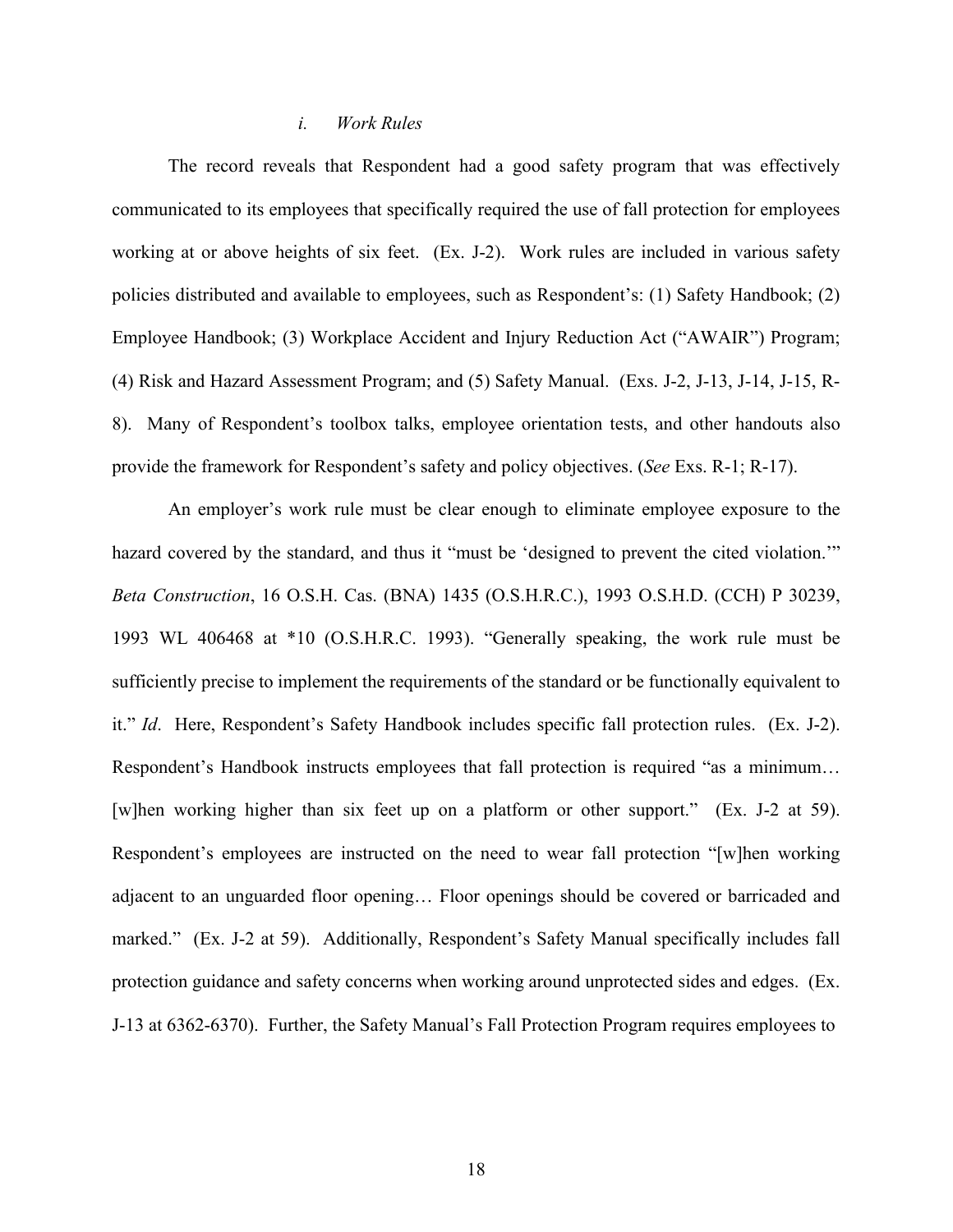*i. Work Rules*

The record reveals that Respondent had a good safety program that was effectively communicated to its employees that specifically required the use of fall protection for employees working at or above heights of six feet. (Ex. J-2). Work rules are included in various safety policies distributed and available to employees, such as Respondent's: (1) Safety Handbook; (2) Employee Handbook; (3) Workplace Accident and Injury Reduction Act ("AWAIR") Program; (4) Risk and Hazard Assessment Program; and (5) Safety Manual. (Exs. J-2, J-13, J-14, J-15, R-8). Many of Respondent's toolbox talks, employee orientation tests, and other handouts also provide the framework for Respondent's safety and policy objectives. (*See* Exs. R-1; R-17).

An employer's work rule must be clear enough to eliminate employee exposure to the hazard covered by the standard, and thus it "must be 'designed to prevent the cited violation.'" *Beta Construction*, 16 O.S.H. Cas. (BNA) 1435 (O.S.H.R.C.), 1993 O.S.H.D. (CCH) P 30239, 1993 WL 406468 at *10 (O.S.H.R.C. 1993). "Generally speaking, the work rule must be sufficiently precise to implement the requirements of the standard or be functionally equivalent to it." *Id*. Here, Respondent's Safety Handbook includes specific fall protection rules. (Ex. J-2). Respondent's Handbook instructs employees that fall protection is required "as a minimum… [w]hen working higher than six feet up on a platform or other support." (Ex. J-2 at 59). Respondent's employees are instructed on the need to wear fall protection "[w]hen working adjacent to an unguarded floor opening… Floor openings should be covered or barricaded and marked." (Ex. J-2 at 59). Additionally, Respondent's Safety Manual specifically includes fall protection guidance and safety concerns when working around unprotected sides and edges. (Ex. J-13 at 6362-6370). Further, the Safety Manual's Fall Protection Program requires employees to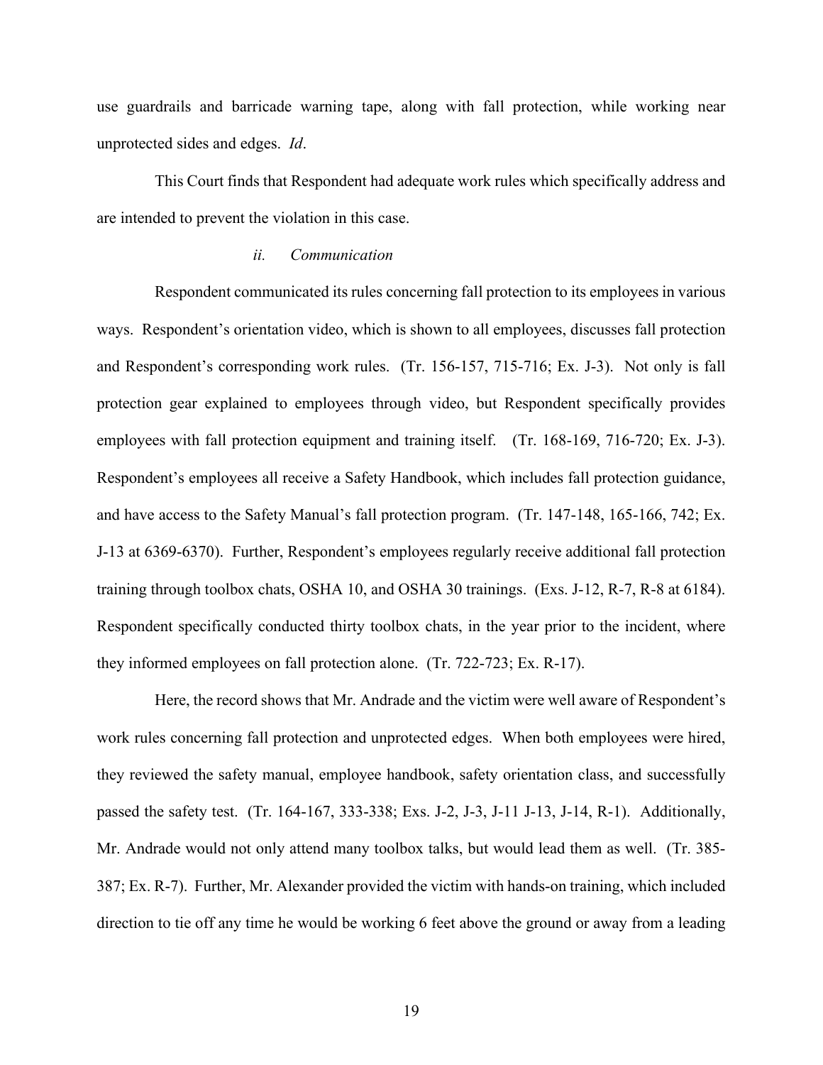use guardrails and barricade warning tape, along with fall protection, while working near unprotected sides and edges. *Id*.

This Court finds that Respondent had adequate work rules which specifically address and are intended to prevent the violation in this case.

*ii. Communication*

Respondent communicated its rules concerning fall protection to its employees in various ways. Respondent's orientation video, which is shown to all employees, discusses fall protection and Respondent's corresponding work rules. (Tr. 156-157, 715-716; Ex. J-3). Not only is fall protection gear explained to employees through video, but Respondent specifically provides employees with fall protection equipment and training itself. (Tr. 168-169, 716-720; Ex. J-3). Respondent's employees all receive a Safety Handbook, which includes fall protection guidance, and have access to the Safety Manual's fall protection program. (Tr. 147-148, 165-166, 742; Ex. J-13 at 6369-6370). Further, Respondent's employees regularly receive additional fall protection training through toolbox chats, OSHA 10, and OSHA 30 trainings. (Exs. J-12, R-7, R-8 at 6184). Respondent specifically conducted thirty toolbox chats, in the year prior to the incident, where they informed employees on fall protection alone. (Tr. 722-723; Ex. R-17).

Here, the record shows that Mr. Andrade and the victim were well aware of Respondent's work rules concerning fall protection and unprotected edges. When both employees were hired, they reviewed the safety manual, employee handbook, safety orientation class, and successfully passed the safety test. (Tr. 164-167, 333-338; Exs. J-2, J-3, J-11 J-13, J-14, R-1). Additionally, Mr. Andrade would not only attend many toolbox talks, but would lead them as well. (Tr. 385-387; Ex. R-7). Further, Mr. Alexander provided the victim with hands-on training, which included direction to tie off any time he would be working 6 feet above the ground or away from a leading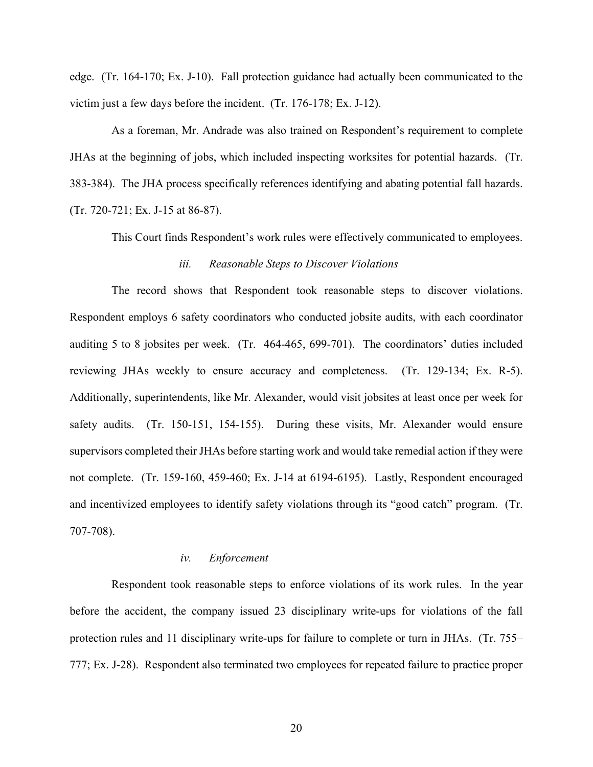edge. (Tr. 164-170; Ex. J-10). Fall protection guidance had actually been communicated to the victim just a few days before the incident. (Tr. 176-178; Ex. J-12).

As a foreman, Mr. Andrade was also trained on Respondent's requirement to complete JHAs at the beginning of jobs, which included inspecting worksites for potential hazards. (Tr. 383-384). The JHA process specifically references identifying and abating potential fall hazards. (Tr. 720-721; Ex. J-15 at 86-87).

This Court finds Respondent's work rules were effectively communicated to employees.

*iii. Reasonable Steps to Discover Violations*

The record shows that Respondent took reasonable steps to discover violations. Respondent employs 6 safety coordinators who conducted jobsite audits, with each coordinator auditing 5 to 8 jobsites per week. (Tr. 464-465, 699-701). The coordinators' duties included reviewing JHAs weekly to ensure accuracy and completeness. (Tr. 129-134; Ex. R-5). Additionally, superintendents, like Mr. Alexander, would visit jobsites at least once per week for safety audits. (Tr. 150-151, 154-155). During these visits, Mr. Alexander would ensure supervisors completed their JHAs before starting work and would take remedial action if they were not complete. (Tr. 159-160, 459-460; Ex. J-14 at 6194-6195). Lastly, Respondent encouraged and incentivized employees to identify safety violations through its "good catch" program. (Tr. 707-708).

*iv. Enforcement*

Respondent took reasonable steps to enforce violations of its work rules. In the year before the accident, the company issued 23 disciplinary write-ups for violations of the fall protection rules and 11 disciplinary write-ups for failure to complete or turn in JHAs. (Tr. 755–777; Ex. J-28). Respondent also terminated two employees for repeated failure to practice proper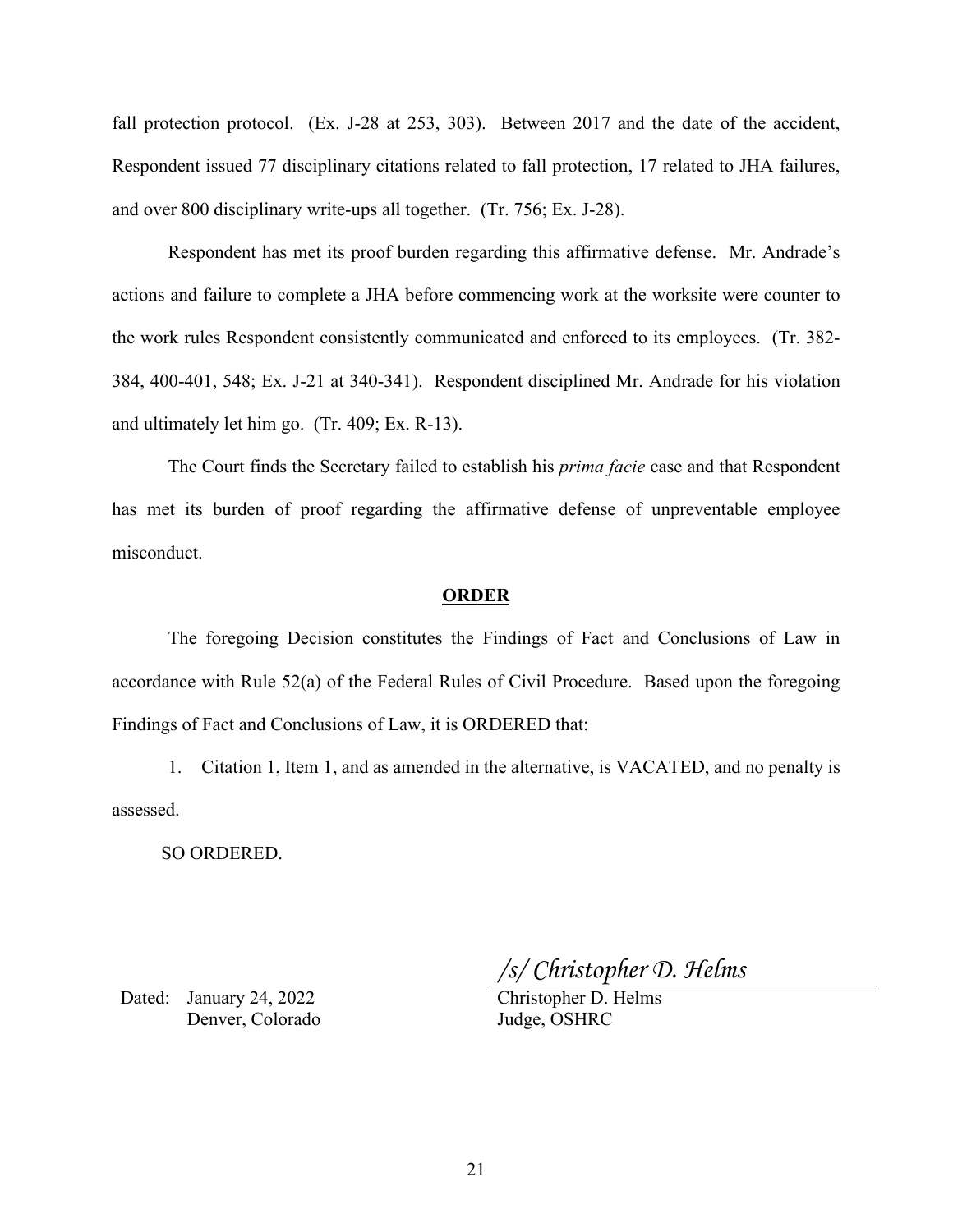fall protection protocol. (Ex. J-28 at 253, 303). Between 2017 and the date of the accident, Respondent issued 77 disciplinary citations related to fall protection, 17 related to JHA failures, and over 800 disciplinary write-ups all together. (Tr. 756; Ex. J-28).

Respondent has met its proof burden regarding this affirmative defense. Mr. Andrade's actions and failure to complete a JHA before commencing work at the worksite were counter to the work rules Respondent consistently communicated and enforced to its employees. (Tr. 382-384, 400-401, 548; Ex. J-21 at 340-341). Respondent disciplined Mr. Andrade for his violation and ultimately let him go. (Tr. 409; Ex. R-13).

The Court finds the Secretary failed to establish his *prima facie* case and that Respondent has met its burden of proof regarding the affirmative defense of unpreventable employee misconduct.

## ORDER

The foregoing Decision constitutes the Findings of Fact and Conclusions of Law in accordance with Rule 52(a) of the Federal Rules of Civil Procedure. Based upon the foregoing Findings of Fact and Conclusions of Law, it is ORDERED that:

1. Citation 1, Item 1, and as amended in the alternative, is VACATED, and no penalty is assessed.

SO ORDERED.

*/s/ Christopher D. Helms*
Christopher D. Helms
Judge, OSHRC

Dated: January 24, 2022
Denver, Colorado